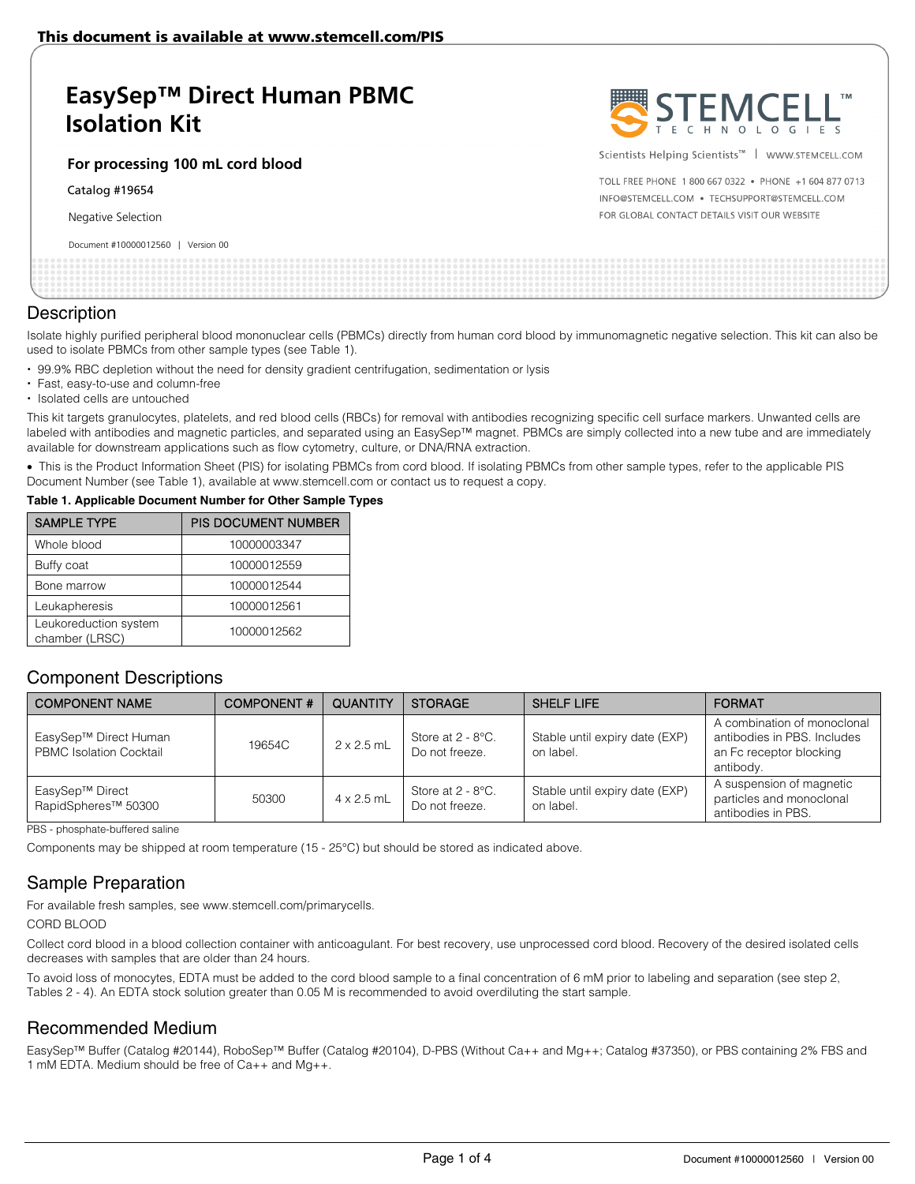This document is available at www.stemcell.com/PIS

# EasySep™ Direct Human PBMC Isolation Kit

**For processing 100 mL cord blood**

Catalog #19654

Negative Selection

Document #10000012560 | Version 00

Scientists Helping Scientists™ | WWW.STEMCELL.COM

TOLL FREE PHONE 1 800 667 0322 • PHONE +1 604 877 0713
INFO@STEMCELL.COM • TECHSUPPORT@STEMCELL.COM
FOR GLOBAL CONTACT DETAILS VISIT OUR WEBSITE

## Description

Isolate highly purified peripheral blood mononuclear cells (PBMCs) directly from human cord blood by immunomagnetic negative selection. This kit can also be used to isolate PBMCs from other sample types (see Table 1).

- 99.9% RBC depletion without the need for density gradient centrifugation, sedimentation or lysis
- Fast, easy-to-use and column-free
- Isolated cells are untouched

This kit targets granulocytes, platelets, and red blood cells (RBCs) for removal with antibodies recognizing specific cell surface markers. Unwanted cells are labeled with antibodies and magnetic particles, and separated using an EasySep™ magnet. PBMCs are simply collected into a new tube and are immediately available for downstream applications such as flow cytometry, culture, or DNA/RNA extraction.

- This is the Product Information Sheet (PIS) for isolating PBMCs from cord blood. If isolating PBMCs from other sample types, refer to the applicable PIS Document Number (see Table 1), available at www.stemcell.com or contact us to request a copy.

**Table 1. Applicable Document Number for Other Sample Types**

| SAMPLE TYPE | PIS DOCUMENT NUMBER |
|---|---|
| Whole blood | 10000003347 |
| Buffy coat | 10000012559 |
| Bone marrow | 10000012544 |
| Leukapheresis | 10000012561 |
| Leukoreduction system chamber (LRSC) | 10000012562 |

## Component Descriptions

| COMPONENT NAME | COMPONENT # | QUANTITY | STORAGE | SHELF LIFE | FORMAT |
|---|---|---|---|---|---|
| EasySep™ Direct Human PBMC Isolation Cocktail | 19654C | 2 x 2.5 mL | Store at 2 - 8°C. Do not freeze. | Stable until expiry date (EXP) on label. | A combination of monoclonal antibodies in PBS. Includes an Fc receptor blocking antibody. |
| EasySep™ Direct RapidSpheres™ 50300 | 50300 | 4 x 2.5 mL | Store at 2 - 8°C. Do not freeze. | Stable until expiry date (EXP) on label. | A suspension of magnetic particles and monoclonal antibodies in PBS. |

PBS - phosphate-buffered saline

Components may be shipped at room temperature (15 - 25°C) but should be stored as indicated above.

## Sample Preparation

For available fresh samples, see www.stemcell.com/primarycells.

CORD BLOOD

Collect cord blood in a blood collection container with anticoagulant. For best recovery, use unprocessed cord blood. Recovery of the desired isolated cells decreases with samples that are older than 24 hours.

To avoid loss of monocytes, EDTA must be added to the cord blood sample to a final concentration of 6 mM prior to labeling and separation (see step 2, Tables 2 - 4). An EDTA stock solution greater than 0.05 M is recommended to avoid overdiluting the start sample.

## Recommended Medium

EasySep™ Buffer (Catalog #20144), RoboSep™ Buffer (Catalog #20104), D-PBS (Without Ca++ and Mg++; Catalog #37350), or PBS containing 2% FBS and 1 mM EDTA. Medium should be free of Ca++ and Mg++.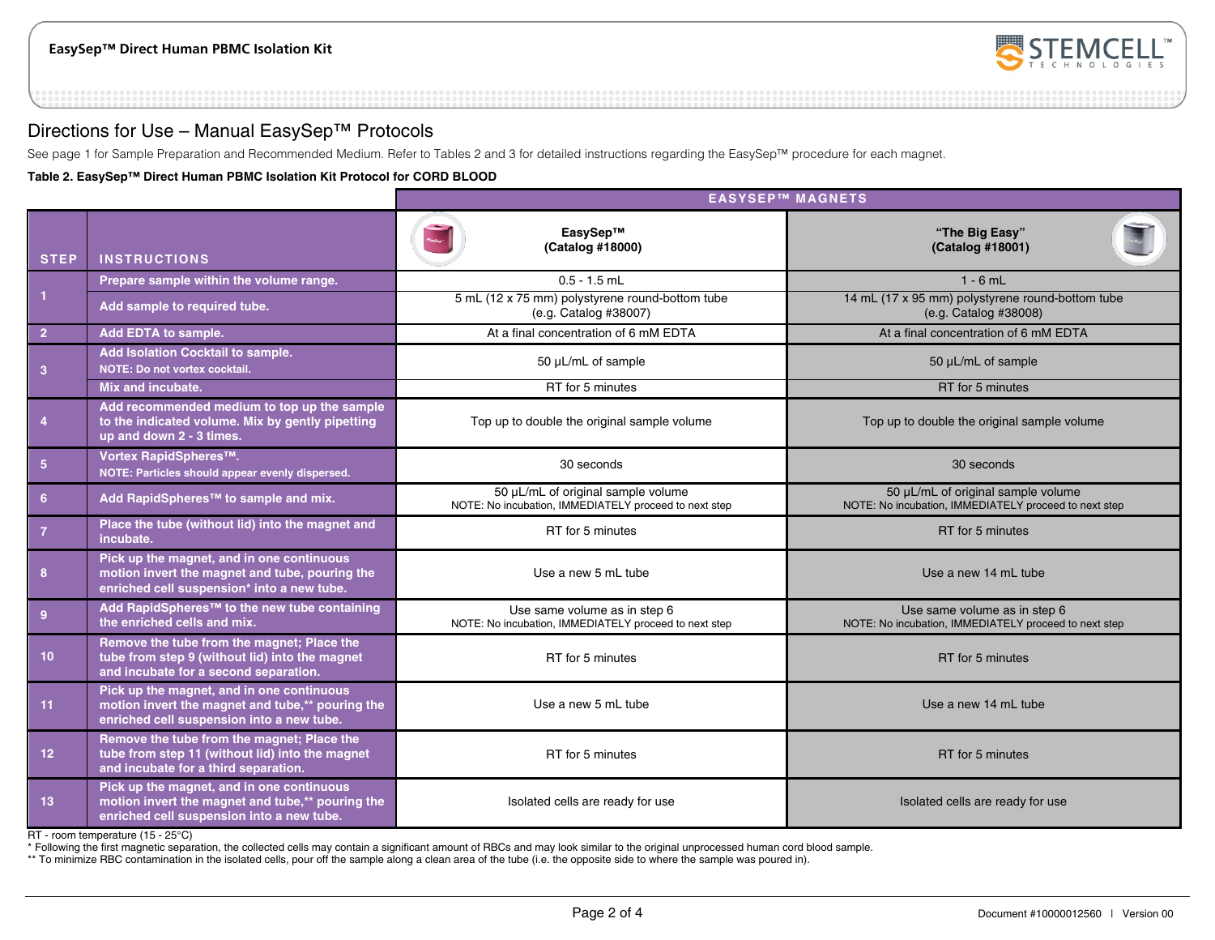## Directions for Use – Manual EasySep™ Protocols

See page 1 for Sample Preparation and Recommended Medium. Refer to Tables 2 and 3 for detailed instructions regarding the EasySep™ procedure for each magnet.

**Table 2. EasySep™ Direct Human PBMC Isolation Kit Protocol for CORD BLOOD**

| | | EASYSEP™ MAGNETS | |
|---|---|---|---|
| **STEP** | **INSTRUCTIONS** | **EasySep™ (Catalog #18000)** | **"The Big Easy" (Catalog #18001)** |
| 1 | Prepare sample within the volume range. | 0.5 - 1.5 mL | 1 - 6 mL |
| | Add sample to required tube. | 5 mL (12 x 75 mm) polystyrene round-bottom tube (e.g. Catalog #38007) | 14 mL (17 x 95 mm) polystyrene round-bottom tube (e.g. Catalog #38008) |
| 2 | Add EDTA to sample. | At a final concentration of 6 mM EDTA | At a final concentration of 6 mM EDTA |
| 3 | Add Isolation Cocktail to sample. NOTE: Do not vortex cocktail. | 50 µL/mL of sample | 50 µL/mL of sample |
| | Mix and incubate. | RT for 5 minutes | RT for 5 minutes |
| 4 | Add recommended medium to top up the sample to the indicated volume. Mix by gently pipetting up and down 2 - 3 times. | Top up to double the original sample volume | Top up to double the original sample volume |
| 5 | Vortex RapidSpheres™. NOTE: Particles should appear evenly dispersed. | 30 seconds | 30 seconds |
| 6 | Add RapidSpheres™ to sample and mix. | 50 µL/mL of original sample volume NOTE: No incubation, IMMEDIATELY proceed to next step | 50 µL/mL of original sample volume NOTE: No incubation, IMMEDIATELY proceed to next step |
| 7 | Place the tube (without lid) into the magnet and incubate. | RT for 5 minutes | RT for 5 minutes |
| 8 | Pick up the magnet, and in one continuous motion invert the magnet and tube, pouring the enriched cell suspension* into a new tube. | Use a new 5 mL tube | Use a new 14 mL tube |
| 9 | Add RapidSpheres™ to the new tube containing the enriched cells and mix. | Use same volume as in step 6 NOTE: No incubation, IMMEDIATELY proceed to next step | Use same volume as in step 6 NOTE: No incubation, IMMEDIATELY proceed to next step |
| 10 | Remove the tube from the magnet; Place the tube from step 9 (without lid) into the magnet and incubate for a second separation. | RT for 5 minutes | RT for 5 minutes |
| 11 | Pick up the magnet, and in one continuous motion invert the magnet and tube,** pouring the enriched cell suspension into a new tube. | Use a new 5 mL tube | Use a new 14 mL tube |
| 12 | Remove the tube from the magnet; Place the tube from step 11 (without lid) into the magnet and incubate for a third separation. | RT for 5 minutes | RT for 5 minutes |
| 13 | Pick up the magnet, and in one continuous motion invert the magnet and tube,** pouring the enriched cell suspension into a new tube. | Isolated cells are ready for use | Isolated cells are ready for use |

RT - room temperature (15 - 25°C)

\* Following the first magnetic separation, the collected cells may contain a significant amount of RBCs and may look similar to the original unprocessed human cord blood sample.

** To minimize RBC contamination in the isolated cells, pour off the sample along a clean area of the tube (i.e. the opposite side to where the sample was poured in).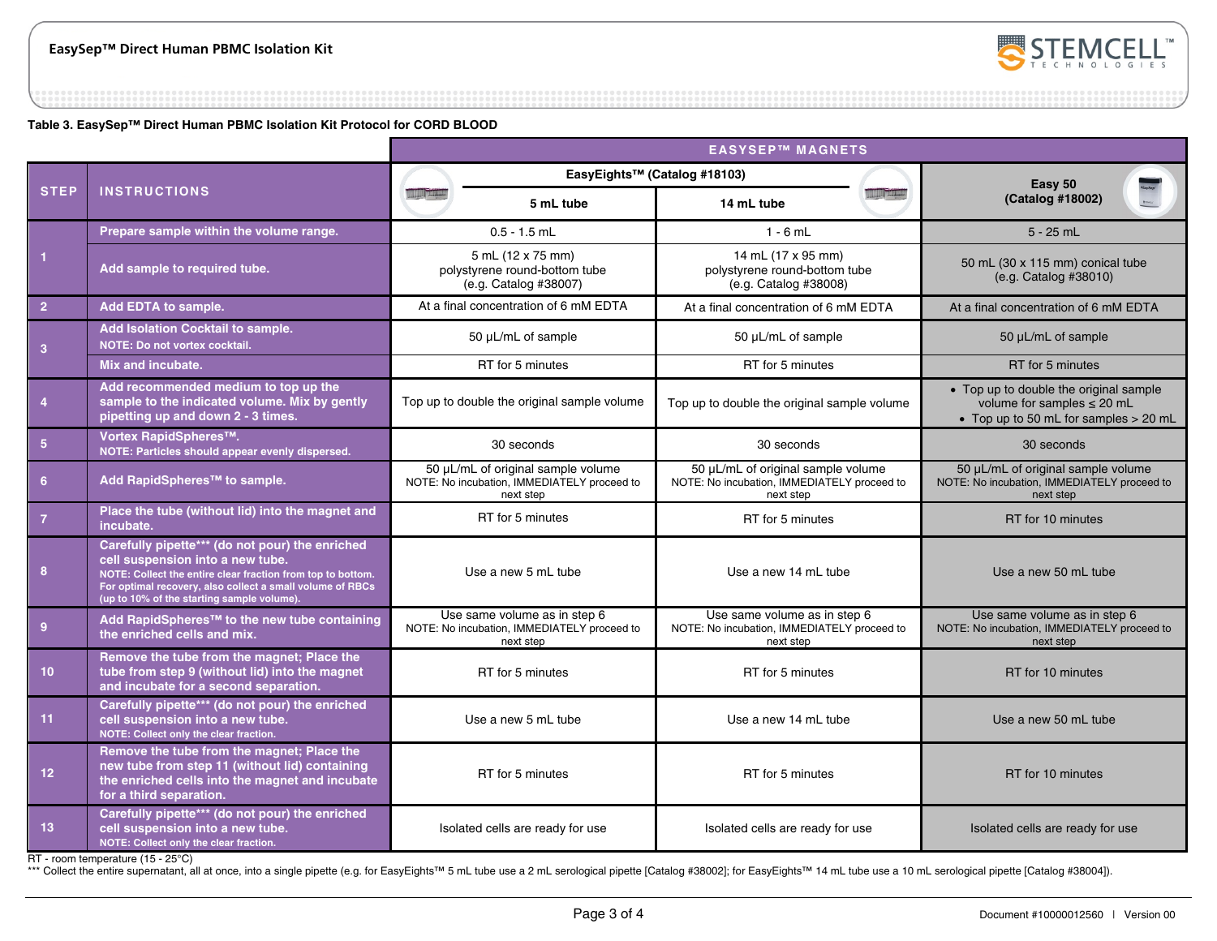**Table 3. EasySep™ Direct Human PBMC Isolation Kit Protocol for CORD BLOOD**

| STEP | INSTRUCTIONS | EASYSEP™ MAGNETS | | |
|---|---|---|---|---|
| | | EasyEights™ (Catalog #18103) | | Easy 50 (Catalog #18002) |
| | | 5 mL tube | 14 mL tube | |
| 1 | Prepare sample within the volume range. | 0.5 - 1.5 mL | 1 - 6 mL | 5 - 25 mL |
| | Add sample to required tube. | 5 mL (12 x 75 mm) polystyrene round-bottom tube (e.g. Catalog #38007) | 14 mL (17 x 95 mm) polystyrene round-bottom tube (e.g. Catalog #38008) | 50 mL (30 x 115 mm) conical tube (e.g. Catalog #38010) |
| 2 | Add EDTA to sample. | At a final concentration of 6 mM EDTA | At a final concentration of 6 mM EDTA | At a final concentration of 6 mM EDTA |
| 3 | Add Isolation Cocktail to sample. NOTE: Do not vortex cocktail. | 50 µL/mL of sample | 50 µL/mL of sample | 50 µL/mL of sample |
| | Mix and incubate. | RT for 5 minutes | RT for 5 minutes | RT for 5 minutes |
| 4 | Add recommended medium to top up the sample to the indicated volume. Mix by gently pipetting up and down 2 - 3 times. | Top up to double the original sample volume | Top up to double the original sample volume | • Top up to double the original sample volume for samples ≤ 20 mL<br>• Top up to 50 mL for samples > 20 mL |
| 5 | Vortex RapidSpheres™. NOTE: Particles should appear evenly dispersed. | 30 seconds | 30 seconds | 30 seconds |
| 6 | Add RapidSpheres™ to sample. | 50 µL/mL of original sample volume NOTE: No incubation, IMMEDIATELY proceed to next step | 50 µL/mL of original sample volume NOTE: No incubation, IMMEDIATELY proceed to next step | 50 µL/mL of original sample volume NOTE: No incubation, IMMEDIATELY proceed to next step |
| 7 | Place the tube (without lid) into the magnet and incubate. | RT for 5 minutes | RT for 5 minutes | RT for 10 minutes |
| 8 | Carefully pipette*** (do not pour) the enriched cell suspension into a new tube. NOTE: Collect the entire clear fraction from top to bottom. For optimal recovery, also collect a small volume of RBCs (up to 10% of the starting sample volume). | Use a new 5 mL tube | Use a new 14 mL tube | Use a new 50 mL tube |
| 9 | Add RapidSpheres™ to the new tube containing the enriched cells and mix. | Use same volume as in step 6 NOTE: No incubation, IMMEDIATELY proceed to next step | Use same volume as in step 6 NOTE: No incubation, IMMEDIATELY proceed to next step | Use same volume as in step 6 NOTE: No incubation, IMMEDIATELY proceed to next step |
| 10 | Remove the tube from the magnet; Place the tube from step 9 (without lid) into the magnet and incubate for a second separation. | RT for 5 minutes | RT for 5 minutes | RT for 10 minutes |
| 11 | Carefully pipette*** (do not pour) the enriched cell suspension into a new tube. NOTE: Collect only the clear fraction. | Use a new 5 mL tube | Use a new 14 mL tube | Use a new 50 mL tube |
| 12 | Remove the tube from the magnet; Place the new tube from step 11 (without lid) containing the enriched cells into the magnet and incubate for a third separation. | RT for 5 minutes | RT for 5 minutes | RT for 10 minutes |
| 13 | Carefully pipette*** (do not pour) the enriched cell suspension into a new tube. NOTE: Collect only the clear fraction. | Isolated cells are ready for use | Isolated cells are ready for use | Isolated cells are ready for use |

RT - room temperature (15 - 25°C)
*** Collect the entire supernatant, all at once, into a single pipette (e.g. for EasyEights™ 5 mL tube use a 2 mL serological pipette [Catalog #38002]; for EasyEights™ 14 mL tube use a 10 mL serological pipette [Catalog #38004]).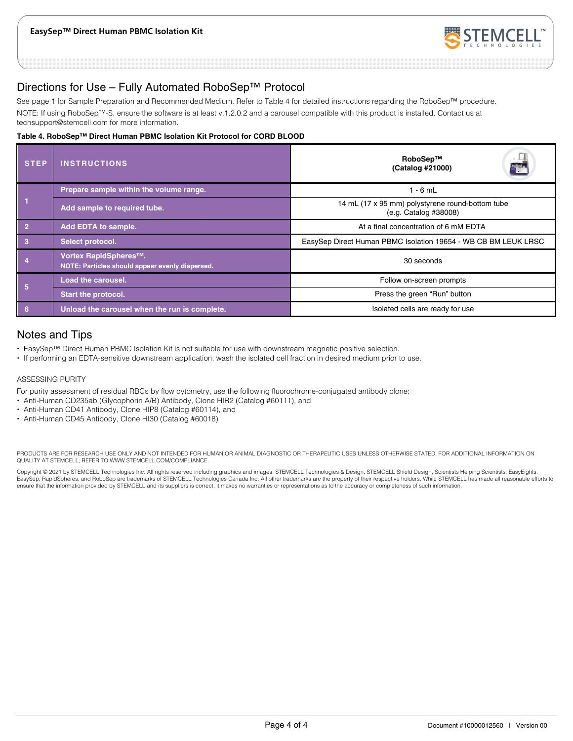## Directions for Use – Fully Automated RoboSep™ Protocol

See page 1 for Sample Preparation and Recommended Medium. Refer to Table 4 for detailed instructions regarding the RoboSep™ procedure.

NOTE: If using RoboSep™-S, ensure the software is at least v.1.2.0.2 and a carousel compatible with this product is installed. Contact us at techsupport@stemcell.com for more information.

**Table 4. RoboSep™ Direct Human PBMC Isolation Kit Protocol for CORD BLOOD**

| STEP | INSTRUCTIONS | RoboSep™ (Catalog #21000) |
|---|---|---|
| 1 | Prepare sample within the volume range. | 1 - 6 mL |
| | Add sample to required tube. | 14 mL (17 x 95 mm) polystyrene round-bottom tube (e.g. Catalog #38008) |
| 2 | Add EDTA to sample. | At a final concentration of 6 mM EDTA |
| 3 | Select protocol. | EasySep Direct Human PBMC Isolation 19654 - WB CB BM LEUK LRSC |
| 4 | Vortex RapidSpheres™. NOTE: Particles should appear evenly dispersed. | 30 seconds |
| 5 | Load the carousel. | Follow on-screen prompts |
| | Start the protocol. | Press the green "Run" button |
| 6 | Unload the carousel when the run is complete. | Isolated cells are ready for use |

## Notes and Tips

- EasySep™ Direct Human PBMC Isolation Kit is not suitable for use with downstream magnetic positive selection.
- If performing an EDTA-sensitive downstream application, wash the isolated cell fraction in desired medium prior to use.

### ASSESSING PURITY

For purity assessment of residual RBCs by flow cytometry, use the following fluorochrome-conjugated antibody clone:

- Anti-Human CD235ab (Glycophorin A/B) Antibody, Clone HIR2 (Catalog #60111), and
- Anti-Human CD41 Antibody, Clone HIP8 (Catalog #60114), and
- Anti-Human CD45 Antibody, Clone HI30 (Catalog #60018)

PRODUCTS ARE FOR RESEARCH USE ONLY AND NOT INTENDED FOR HUMAN OR ANIMAL DIAGNOSTIC OR THERAPEUTIC USES UNLESS OTHERWISE STATED. FOR ADDITIONAL INFORMATION ON QUALITY AT STEMCELL, REFER TO WWW.STEMCELL.COM/COMPLIANCE.

Copyright © 2021 by STEMCELL Technologies Inc. All rights reserved including graphics and images. STEMCELL Technologies & Design, STEMCELL Shield Design, Scientists Helping Scientists, EasyEights, EasySep, RapidSpheres, and RoboSep are trademarks of STEMCELL Technologies Canada Inc. All other trademarks are the property of their respective holders. While STEMCELL has made all reasonable efforts to ensure that the information provided by STEMCELL and its suppliers is correct, it makes no warranties or representations as to the accuracy or completeness of such information.

Document #10000012560 | Version 00